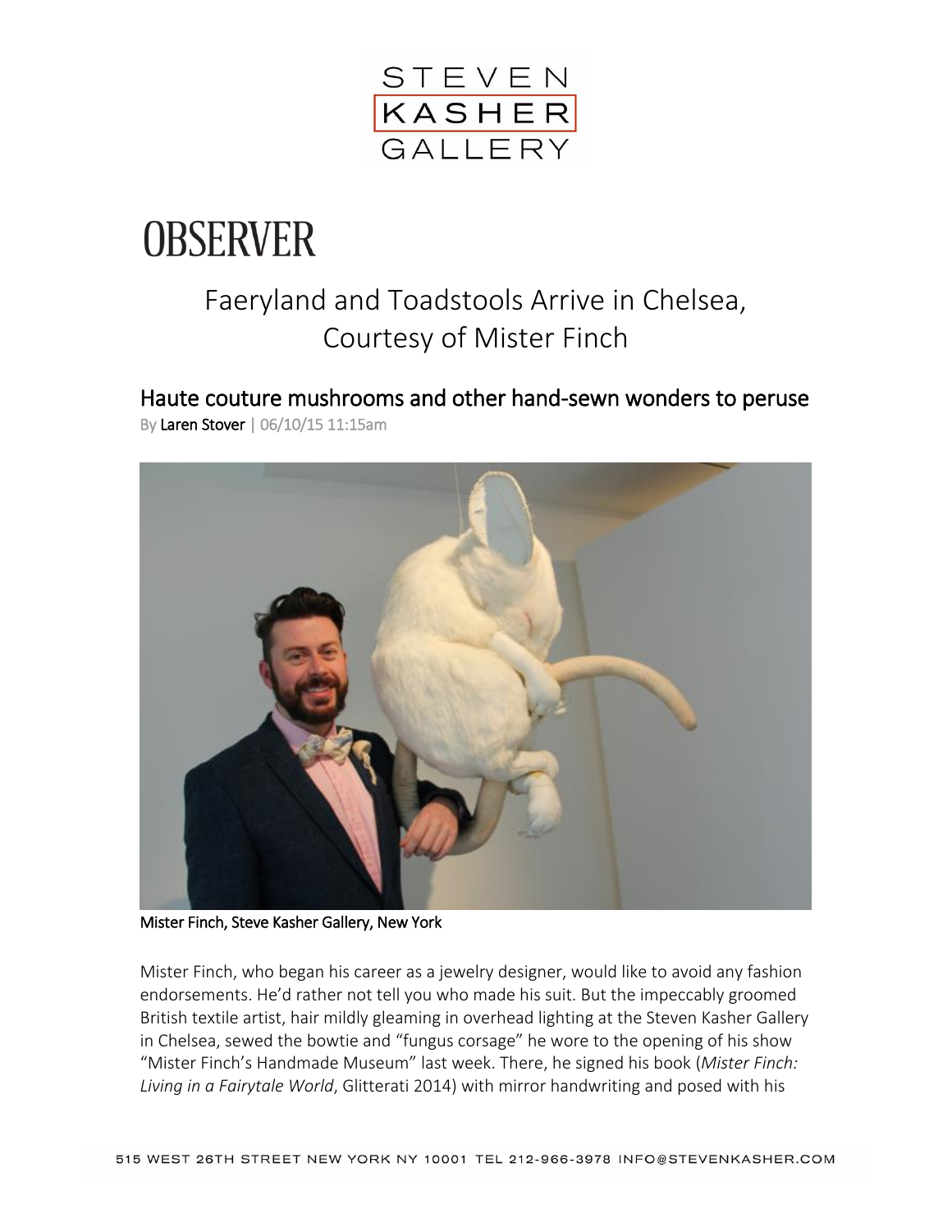# OBSERVER

## Faeryland and Toadstools Arrive in Chelsea, Courtesy of Mister Finch

### Haute couture mushrooms and other hand-sewn wonders to peruse

By Laren Stover | 06/10/15 11:15am

Mister Finch, Steve Kasher Gallery, New York

Mister Finch, who began his career as a jewelry designer, would like to avoid any fashion endorsements. He'd rather not tell you who made his suit. But the impeccably groomed British textile artist, hair mildly gleaming in overhead lighting at the Steven Kasher Gallery in Chelsea, sewed the bowtie and "fungus corsage" he wore to the opening of his show "Mister Finch's Handmade Museum" last week. There, he signed his book (*Mister Finch: Living in a Fairytale World*, Glitterati 2014) with mirror handwriting and posed with his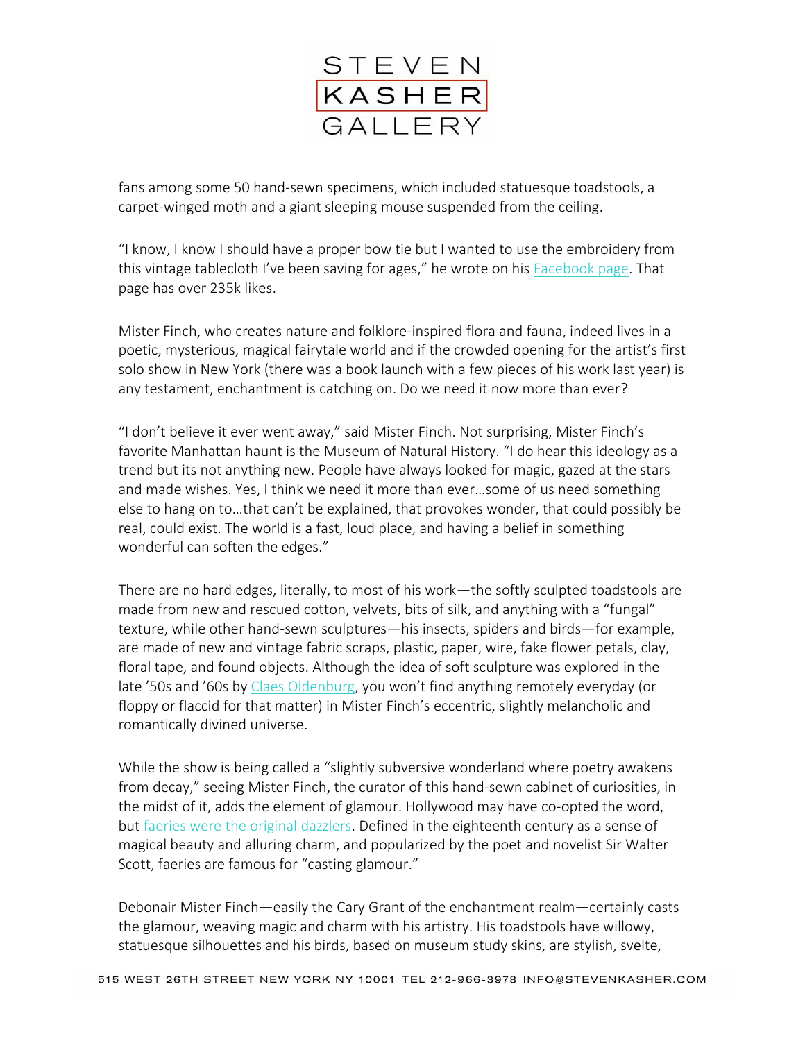fans among some 50 hand-sewn specimens, which included statuesque toadstools, a carpet-winged moth and a giant sleeping mouse suspended from the ceiling.

"I know, I know I should have a proper bow tie but I wanted to use the embroidery from this vintage tablecloth I've been saving for ages," he wrote on his Facebook page. That page has over 235k likes.

Mister Finch, who creates nature and folklore-inspired flora and fauna, indeed lives in a poetic, mysterious, magical fairytale world and if the crowded opening for the artist's first solo show in New York (there was a book launch with a few pieces of his work last year) is any testament, enchantment is catching on. Do we need it now more than ever?

"I don't believe it ever went away," said Mister Finch. Not surprising, Mister Finch's favorite Manhattan haunt is the Museum of Natural History. "I do hear this ideology as a trend but its not anything new. People have always looked for magic, gazed at the stars and made wishes. Yes, I think we need it more than ever…some of us need something else to hang on to…that can't be explained, that provokes wonder, that could possibly be real, could exist. The world is a fast, loud place, and having a belief in something wonderful can soften the edges."

There are no hard edges, literally, to most of his work—the softly sculpted toadstools are made from new and rescued cotton, velvets, bits of silk, and anything with a "fungal" texture, while other hand-sewn sculptures—his insects, spiders and birds—for example, are made of new and vintage fabric scraps, plastic, paper, wire, fake flower petals, clay, floral tape, and found objects. Although the idea of soft sculpture was explored in the late '50s and '60s by Claes Oldenburg, you won't find anything remotely everyday (or floppy or flaccid for that matter) in Mister Finch's eccentric, slightly melancholic and romantically divined universe.

While the show is being called a "slightly subversive wonderland where poetry awakens from decay," seeing Mister Finch, the curator of this hand-sewn cabinet of curiosities, in the midst of it, adds the element of glamour. Hollywood may have co-opted the word, but faeries were the original dazzlers. Defined in the eighteenth century as a sense of magical beauty and alluring charm, and popularized by the poet and novelist Sir Walter Scott, faeries are famous for "casting glamour."

Debonair Mister Finch—easily the Cary Grant of the enchantment realm—certainly casts the glamour, weaving magic and charm with his artistry. His toadstools have willowy, statuesque silhouettes and his birds, based on museum study skins, are stylish, svelte,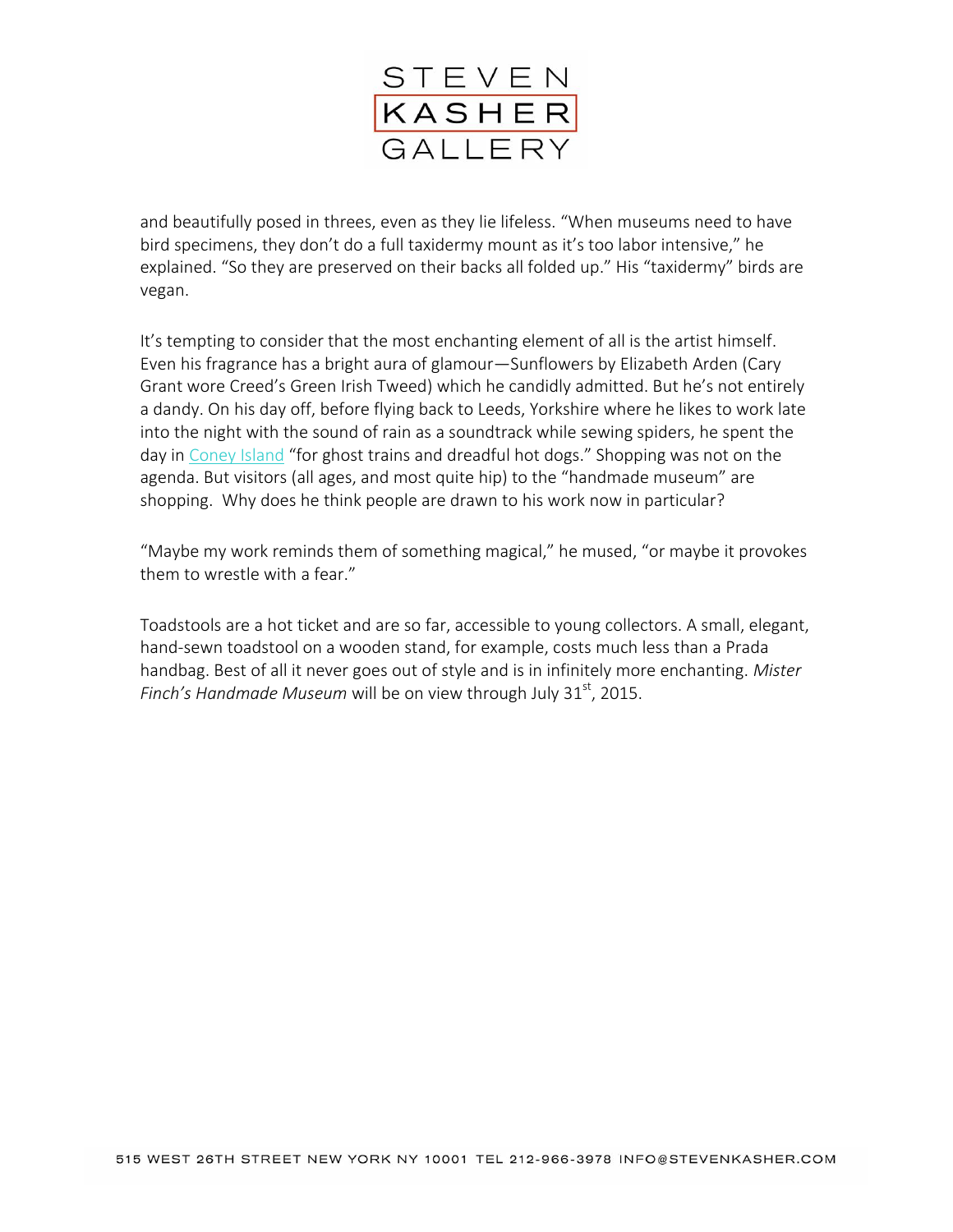and beautifully posed in threes, even as they lie lifeless. "When museums need to have bird specimens, they don't do a full taxidermy mount as it's too labor intensive," he explained. "So they are preserved on their backs all folded up." His "taxidermy" birds are vegan.

It's tempting to consider that the most enchanting element of all is the artist himself. Even his fragrance has a bright aura of glamour—Sunflowers by Elizabeth Arden (Cary Grant wore Creed's Green Irish Tweed) which he candidly admitted. But he's not entirely a dandy. On his day off, before flying back to Leeds, Yorkshire where he likes to work late into the night with the sound of rain as a soundtrack while sewing spiders, he spent the day in Coney Island "for ghost trains and dreadful hot dogs." Shopping was not on the agenda. But visitors (all ages, and most quite hip) to the "handmade museum" are shopping. Why does he think people are drawn to his work now in particular?

"Maybe my work reminds them of something magical," he mused, "or maybe it provokes them to wrestle with a fear."

Toadstools are a hot ticket and are so far, accessible to young collectors. A small, elegant, hand-sewn toadstool on a wooden stand, for example, costs much less than a Prada handbag. Best of all it never goes out of style and is in infinitely more enchanting. *Mister Finch's Handmade Museum* will be on view through July 31st, 2015.